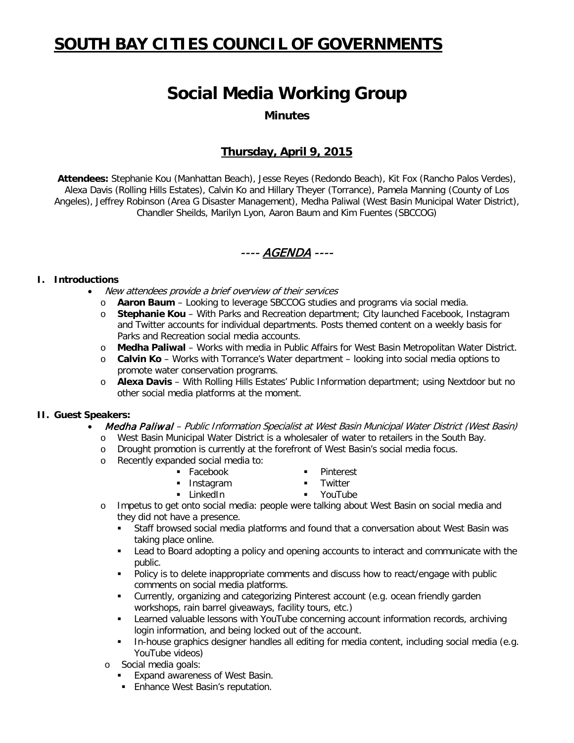# SOUTH BAY CITIES COUNCIL OF GOVERNMENTS

# Social Media Working Group

### Minutes

### Thursday, April 9, 2015

**Attendees:** Stephanie Kou (Manhattan Beach), Jesse Reyes (Redondo Beach), Kit Fox (Rancho Palos Verdes), Alexa Davis (Rolling Hills Estates), Calvin Ko and Hillary Theyer (Torrance), Pamela Manning (County of Los Angeles), Jeffrey Robinson (Area G Disaster Management), Medha Paliwal (West Basin Municipal Water District), Chandler Sheilds, Marilyn Lyon, Aaron Baum and Kim Fuentes (SBCCOG)

## ---- *AGENDA* ----

**I. Introductions**

- *New attendees provide a brief overview of their services*
  - **Aaron Baum** – Looking to leverage SBCCOG studies and programs via social media.
  - **Stephanie Kou** – With Parks and Recreation department; City launched Facebook, Instagram and Twitter accounts for individual departments. Posts themed content on a weekly basis for Parks and Recreation social media accounts.
  - **Medha Paliwal** – Works with media in Public Affairs for West Basin Metropolitan Water District.
  - **Calvin Ko** – Works with Torrance's Water department – looking into social media options to promote water conservation programs.
  - **Alexa Davis** – With Rolling Hills Estates' Public Information department; using Nextdoor but no other social media platforms at the moment.

**II. Guest Speakers:**

- *Medha Paliwal – Public Information Specialist at West Basin Municipal Water District (West Basin)*
  - West Basin Municipal Water District is a wholesaler of water to retailers in the South Bay.
  - Drought promotion is currently at the forefront of West Basin's social media focus.
  - Recently expanded social media to:
    - Facebook
    - Instagram
    - LinkedIn
    - Pinterest
    - Twitter
    - YouTube
  - Impetus to get onto social media: people were talking about West Basin on social media and they did not have a presence.
    - Staff browsed social media platforms and found that a conversation about West Basin was taking place online.
    - Lead to Board adopting a policy and opening accounts to interact and communicate with the public.
    - Policy is to delete inappropriate comments and discuss how to react/engage with public comments on social media platforms.
    - Currently, organizing and categorizing Pinterest account (e.g. ocean friendly garden workshops, rain barrel giveaways, facility tours, etc.)
    - Learned valuable lessons with YouTube concerning account information records, archiving login information, and being locked out of the account.
    - In-house graphics designer handles all editing for media content, including social media (e.g. YouTube videos)
  - Social media goals:
    - Expand awareness of West Basin.
    - Enhance West Basin's reputation.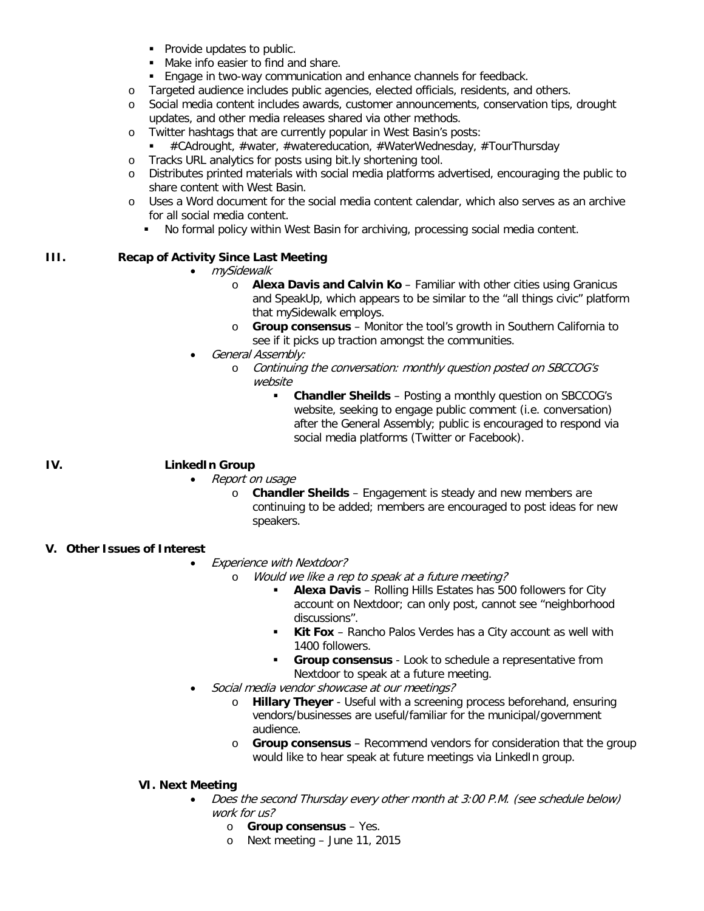- Provide updates to public.
    - Make info easier to find and share.
    - Engage in two-way communication and enhance channels for feedback.
  - Targeted audience includes public agencies, elected officials, residents, and others.
  - Social media content includes awards, customer announcements, conservation tips, drought updates, and other media releases shared via other methods.
  - Twitter hashtags that are currently popular in West Basin's posts:
    - #CAdrought, #water, #watereducation, #WaterWednesday, #TourThursday
  - Tracks URL analytics for posts using bit.ly shortening tool.
  - Distributes printed materials with social media platforms advertised, encouraging the public to share content with West Basin.
  - Uses a Word document for the social media content calendar, which also serves as an archive for all social media content.
    - No formal policy within West Basin for archiving, processing social media content.

## III. Recap of Activity Since Last Meeting

- *mySidewalk*
  - **Alexa Davis and Calvin Ko** – Familiar with other cities using Granicus and SpeakUp, which appears to be similar to the "all things civic" platform that mySidewalk employs.
  - **Group consensus** – Monitor the tool's growth in Southern California to see if it picks up traction amongst the communities.
- *General Assembly:*
  - *Continuing the conversation: monthly question posted on SBCCOG's website*
    - **Chandler Sheilds** – Posting a monthly question on SBCCOG's website, seeking to engage public comment (i.e. conversation) after the General Assembly; public is encouraged to respond via social media platforms (Twitter or Facebook).

## IV. LinkedIn Group

- *Report on usage*
  - **Chandler Sheilds** – Engagement is steady and new members are continuing to be added; members are encouraged to post ideas for new speakers.

## V. Other Issues of Interest

- *Experience with Nextdoor?*
  - *Would we like a rep to speak at a future meeting?*
    - **Alexa Davis** – Rolling Hills Estates has 500 followers for City account on Nextdoor; can only post, cannot see "neighborhood discussions".
    - **Kit Fox** – Rancho Palos Verdes has a City account as well with 1400 followers.
    - **Group consensus** - Look to schedule a representative from Nextdoor to speak at a future meeting.
- *Social media vendor showcase at our meetings?*
  - **Hillary Theyer** - Useful with a screening process beforehand, ensuring vendors/businesses are useful/familiar for the municipal/government audience.
  - **Group consensus** – Recommend vendors for consideration that the group would like to hear speak at future meetings via LinkedIn group.

## VI. Next Meeting

- *Does the second Thursday every other month at 3:00 P.M. (see schedule below) work for us?*
  - **Group consensus** – Yes.
  - Next meeting – June 11, 2015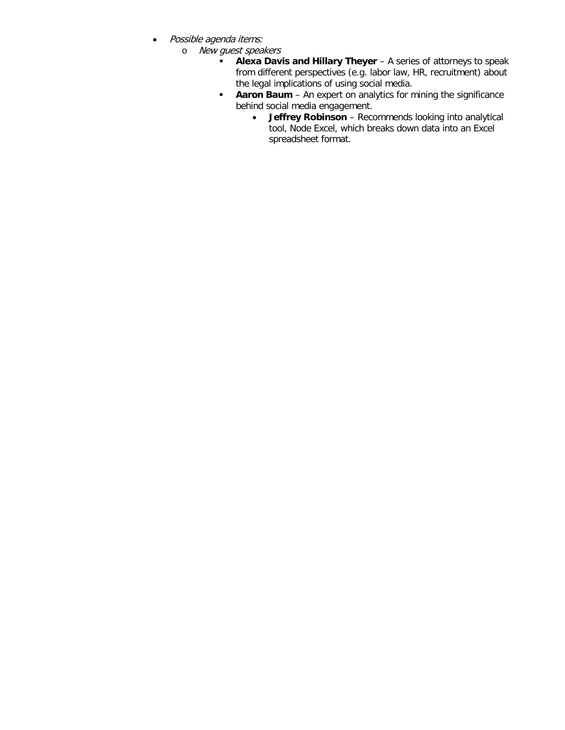- *Possible agenda items:*
    - *New guest speakers*
        - **Alexa Davis and Hillary Theyer** – A series of attorneys to speak from different perspectives (e.g. labor law, HR, recruitment) about the legal implications of using social media.
        - **Aaron Baum** – An expert on analytics for mining the significance behind social media engagement.
            - **Jeffrey Robinson** – Recommends looking into analytical tool, Node Excel, which breaks down data into an Excel spreadsheet format.